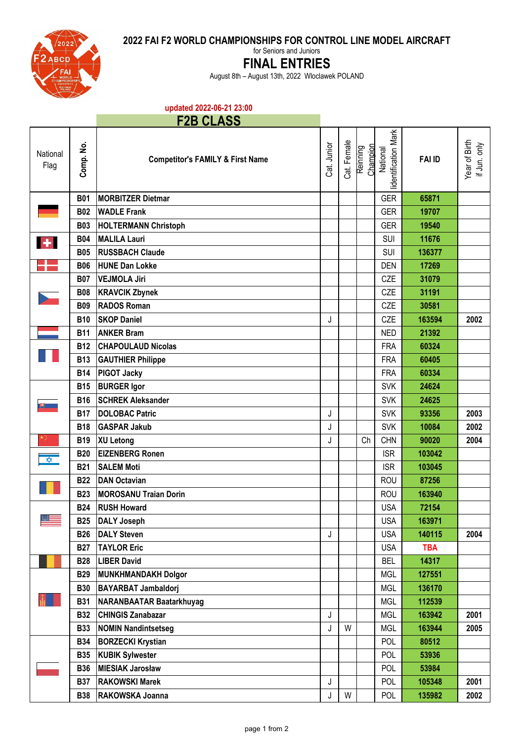# 2022 FAI F2 WORLD CHAMPIONSHIPS FOR CONTROL LINE MODEL AIRCRAFT

for Seniors and Juniors

# FINAL ENTRIES

August 8th – August 13th, 2022 Wloclawek POLAND

updated 2022-06-21 23:00

## F2B CLASS

| National Flag | Comp. No. | Competitor's FAMILY & First Name | Cat. Junior | Cat. Female | Reigning Champion | National Identification Mark | FAI ID | Year of Birth if Jun. only |
|---|---|---|---|---|---|---|---|---|
| | B01 | MORBITZER Dietmar | | | | GER | 65871 | |
| | B02 | WADLE Frank | | | | GER | 19707 | |
| | B03 | HOLTERMANN Christoph | | | | GER | 19540 | |
| | B04 | MALILA Lauri | | | | SUI | 11676 | |
| | B05 | RUSSBACH Claude | | | | SUI | 136377 | |
| | B06 | HUNE Dan Lokke | | | | DEN | 17269 | |
| | B07 | VEJMOLA Jiri | | | | CZE | 31079 | |
| | B08 | KRAVCIK Zbynek | | | | CZE | 31191 | |
| | B09 | RADOS Roman | | | | CZE | 30581 | |
| | B10 | SKOP Daniel | J | | | CZE | 163594 | 2002 |
| | B11 | ANKER Bram | | | | NED | 21392 | |
| | B12 | CHAPOULAUD Nicolas | | | | FRA | 60324 | |
| | B13 | GAUTHIER Philippe | | | | FRA | 60405 | |
| | B14 | PIGOT Jacky | | | | FRA | 60334 | |
| | B15 | BURGER Igor | | | | SVK | 24624 | |
| | B16 | SCHREK Aleksander | | | | SVK | 24625 | |
| | B17 | DOLOBAC Patric | J | | | SVK | 93356 | 2003 |
| | B18 | GASPAR Jakub | J | | | SVK | 10084 | 2002 |
| | B19 | XU Letong | J | | Ch | CHN | 90020 | 2004 |
| | B20 | EIZENBERG Ronen | | | | ISR | 103042 | |
| | B21 | SALEM Moti | | | | ISR | 103045 | |
| | B22 | DAN Octavian | | | | ROU | 87256 | |
| | B23 | MOROSANU Traian Dorin | | | | ROU | 163940 | |
| | B24 | RUSH Howard | | | | USA | 72154 | |
| | B25 | DALY Joseph | | | | USA | 163971 | |
| | B26 | DALY Steven | J | | | USA | 140115 | 2004 |
| | B27 | TAYLOR Eric | | | | USA | TBA | |
| | B28 | LIBER David | | | | BEL | 14317 | |
| | B29 | MUNKHMANDAKH Dolgor | | | | MGL | 127551 | |
| | B30 | BAYARBAT Jambaldorj | | | | MGL | 136170 | |
| | B31 | NARANBAATAR Baatarkhuyag | | | | MGL | 112539 | |
| | B32 | CHINGIS Zanabazar | J | | | MGL | 163942 | 2001 |
| | B33 | NOMIN Nandintsetseg | J | W | | MGL | 163944 | 2005 |
| | B34 | BORZECKI Krystian | | | | POL | 80512 | |
| | B35 | KUBIK Sylwester | | | | POL | 53936 | |
| | B36 | MIESIAK Jarosław | | | | POL | 53984 | |
| | B37 | RAKOWSKI Marek | J | | | POL | 105348 | 2001 |
| | B38 | RAKOWSKA Joanna | J | W | | POL | 135982 | 2002 |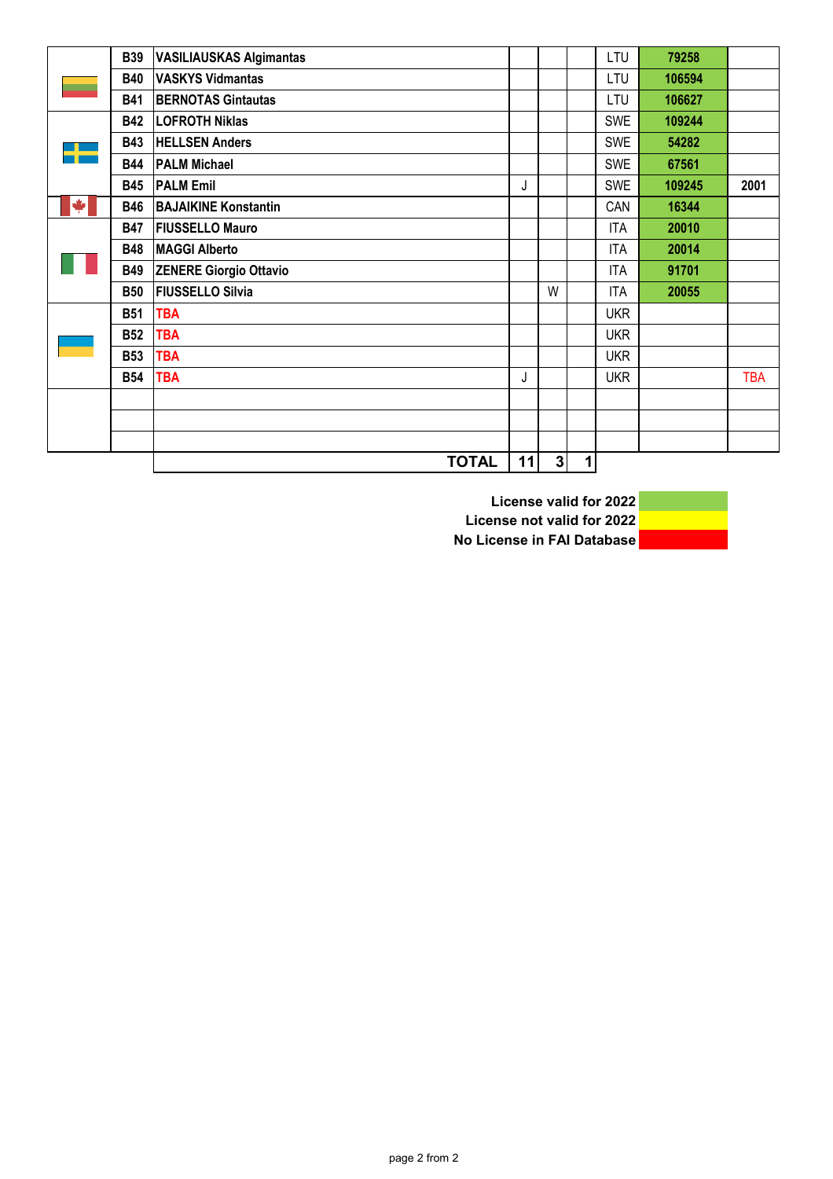| | | | | | | | | |
|---|---|---|---|---|---|---|---|---|
| | B39 | VASILIAUSKAS Algimantas | | | | LTU | 79258 | |
| | B40 | VASKYS Vidmantas | | | | LTU | 106594 | |
| | B41 | BERNOTAS Gintautas | | | | LTU | 106627 | |
| | B42 | LOFROTH Niklas | | | | SWE | 109244 | |
| | B43 | HELLSEN Anders | | | | SWE | 54282 | |
| | B44 | PALM Michael | | | | SWE | 67561 | |
| | B45 | PALM Emil | J | | | SWE | 109245 | 2001 |
| | B46 | BAJAIKINE Konstantin | | | | CAN | 16344 | |
| | B47 | FIUSSELLO Mauro | | | | ITA | 20010 | |
| | B48 | MAGGI Alberto | | | | ITA | 20014 | |
| | B49 | ZENERE Giorgio Ottavio | | | | ITA | 91701 | |
| | B50 | FIUSSELLO Silvia | | W | | ITA | 20055 | |
| | B51 | TBA | | | | UKR | | |
| | B52 | TBA | | | | UKR | | |
| | B53 | TBA | | | | UKR | | |
| | B54 | TBA | J | | | UKR | | TBA |
| | | | | | | | | |
| | | | | | | | | |
| | | | | | | | | |
| | | TOTAL | 11 | 3 | 1 | | | |

License valid for 2022

License not valid for 2022

No License in FAI Database